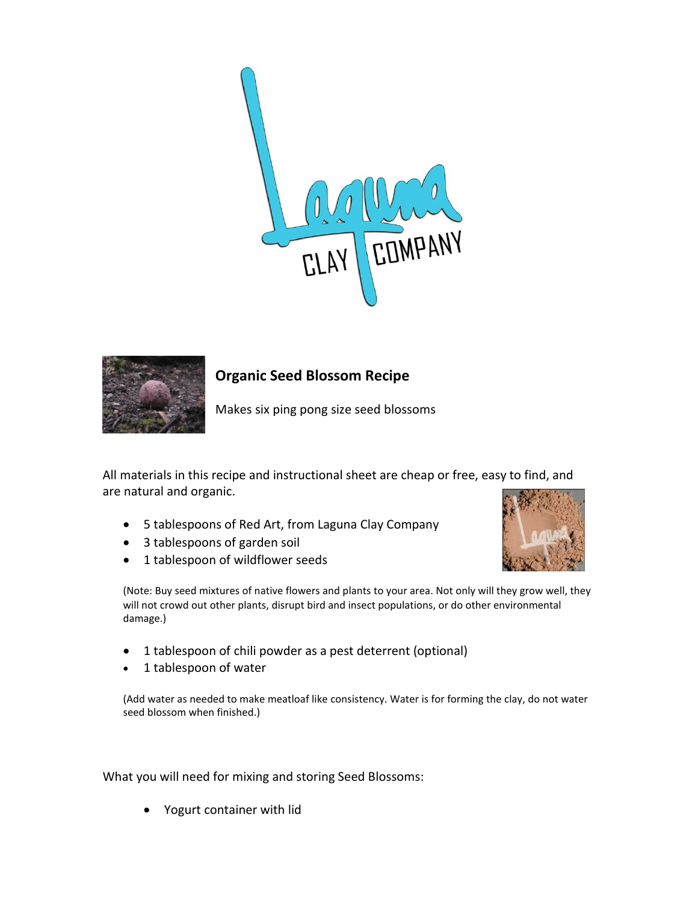## Organic Seed Blossom Recipe

Makes six ping pong size seed blossoms

All materials in this recipe and instructional sheet are cheap or free, easy to find, and are natural and organic.

- 5 tablespoons of Red Art, from Laguna Clay Company
- 3 tablespoons of garden soil
- 1 tablespoon of wildflower seeds

(Note: Buy seed mixtures of native flowers and plants to your area. Not only will they grow well, they will not crowd out other plants, disrupt bird and insect populations, or do other environmental damage.)

- 1 tablespoon of chili powder as a pest deterrent (optional)
- 1 tablespoon of water

(Add water as needed to make meatloaf like consistency. Water is for forming the clay, do not water seed blossom when finished.)

What you will need for mixing and storing Seed Blossoms:

- Yogurt container with lid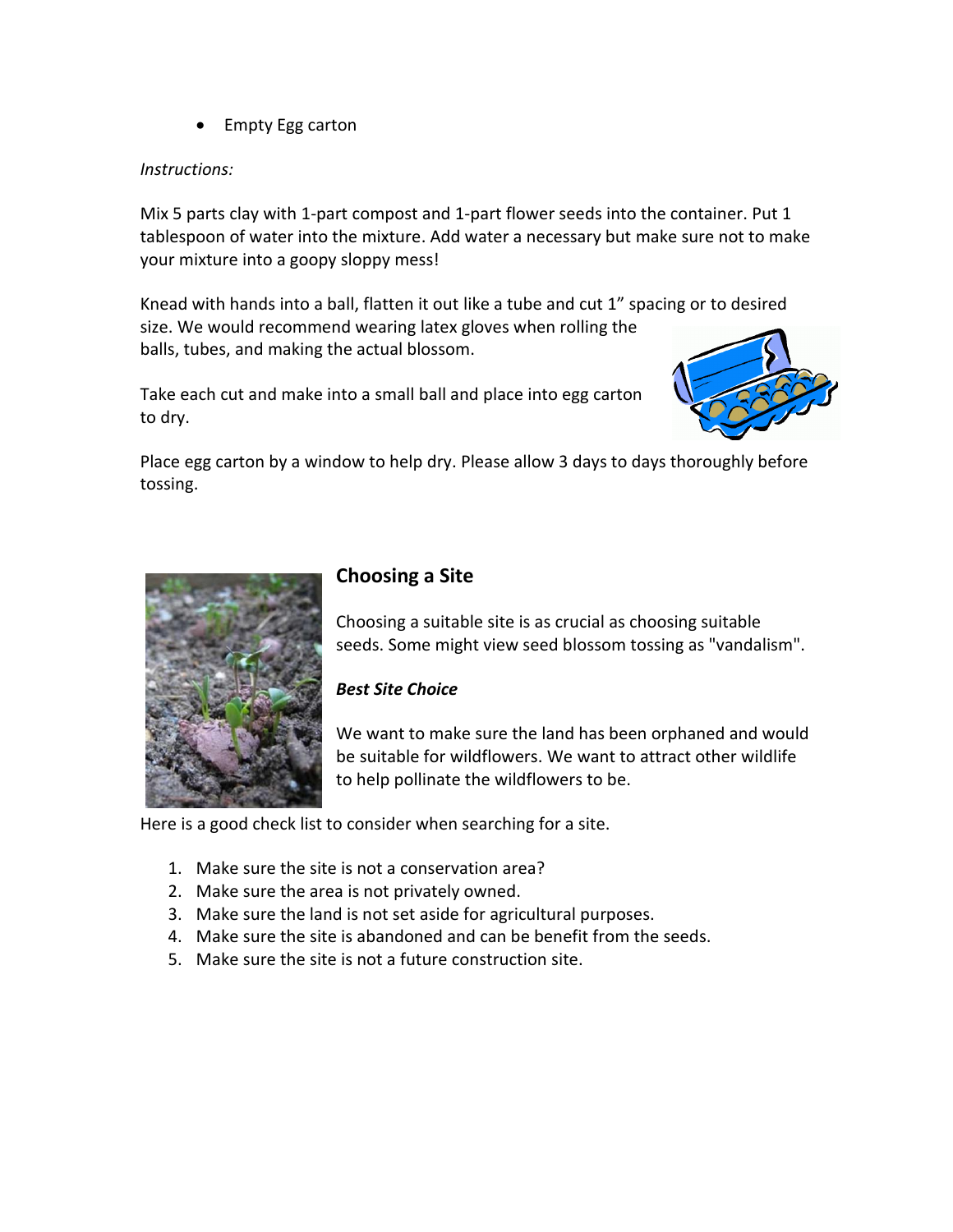- Empty Egg carton

*Instructions:*

Mix 5 parts clay with 1-part compost and 1-part flower seeds into the container. Put 1 tablespoon of water into the mixture. Add water a necessary but make sure not to make your mixture into a goopy sloppy mess!

Knead with hands into a ball, flatten it out like a tube and cut 1" spacing or to desired size. We would recommend wearing latex gloves when rolling the balls, tubes, and making the actual blossom.

Take each cut and make into a small ball and place into egg carton to dry.

Place egg carton by a window to help dry. Please allow 3 days to days thoroughly before tossing.

## Choosing a Site

Choosing a suitable site is as crucial as choosing suitable seeds. Some might view seed blossom tossing as "vandalism".

***Best Site Choice***

We want to make sure the land has been orphaned and would be suitable for wildflowers. We want to attract other wildlife to help pollinate the wildflowers to be.

Here is a good check list to consider when searching for a site.

1. Make sure the site is not a conservation area?
2. Make sure the area is not privately owned.
3. Make sure the land is not set aside for agricultural purposes.
4. Make sure the site is abandoned and can be benefit from the seeds.
5. Make sure the site is not a future construction site.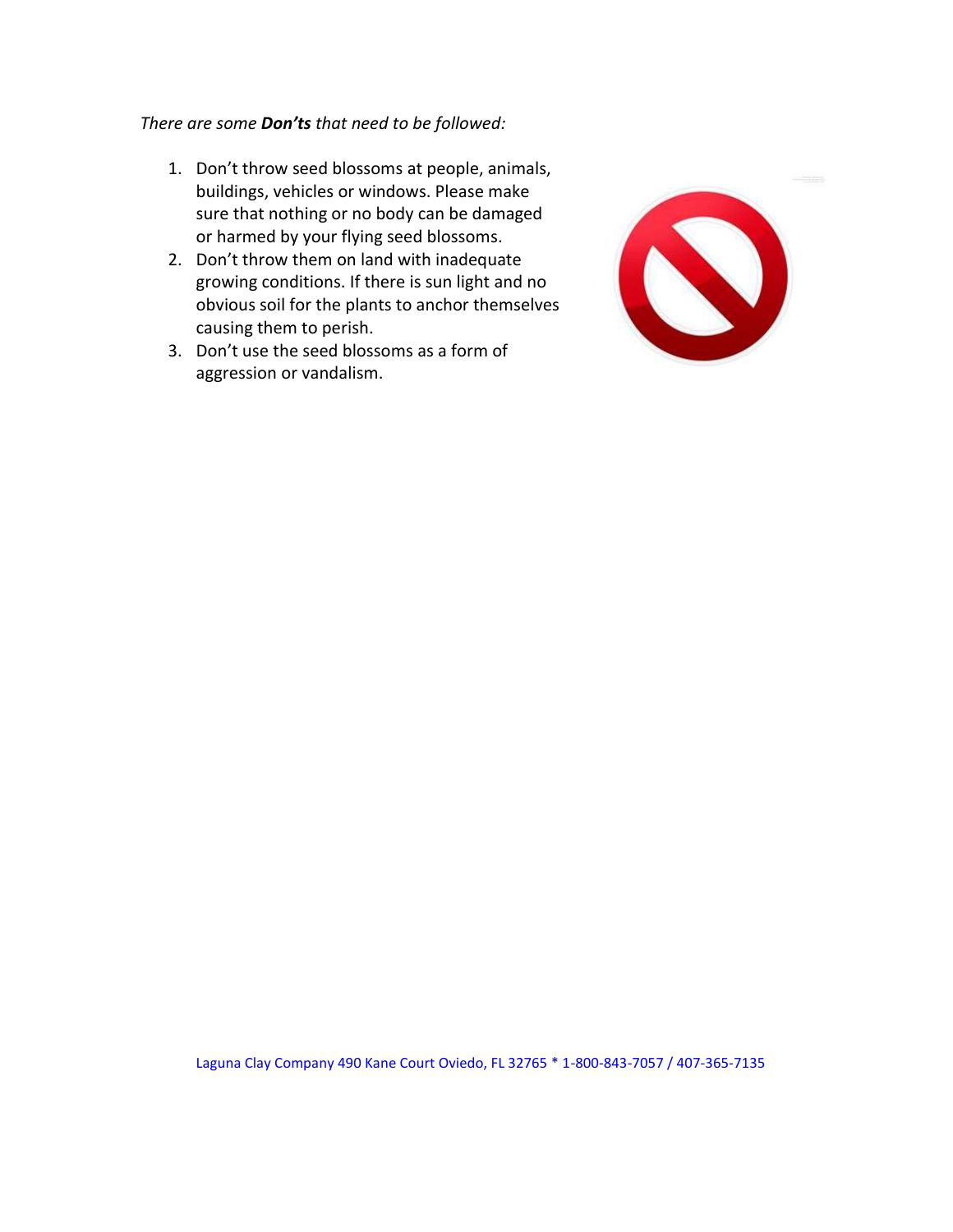*There are some **Don'ts** that need to be followed:*

1. Don't throw seed blossoms at people, animals, buildings, vehicles or windows. Please make sure that nothing or no body can be damaged or harmed by your flying seed blossoms.
2. Don't throw them on land with inadequate growing conditions. If there is sun light and no obvious soil for the plants to anchor themselves causing them to perish.
3. Don't use the seed blossoms as a form of aggression or vandalism.

Laguna Clay Company 490 Kane Court Oviedo, FL 32765 * 1-800-843-7057 / 407-365-7135